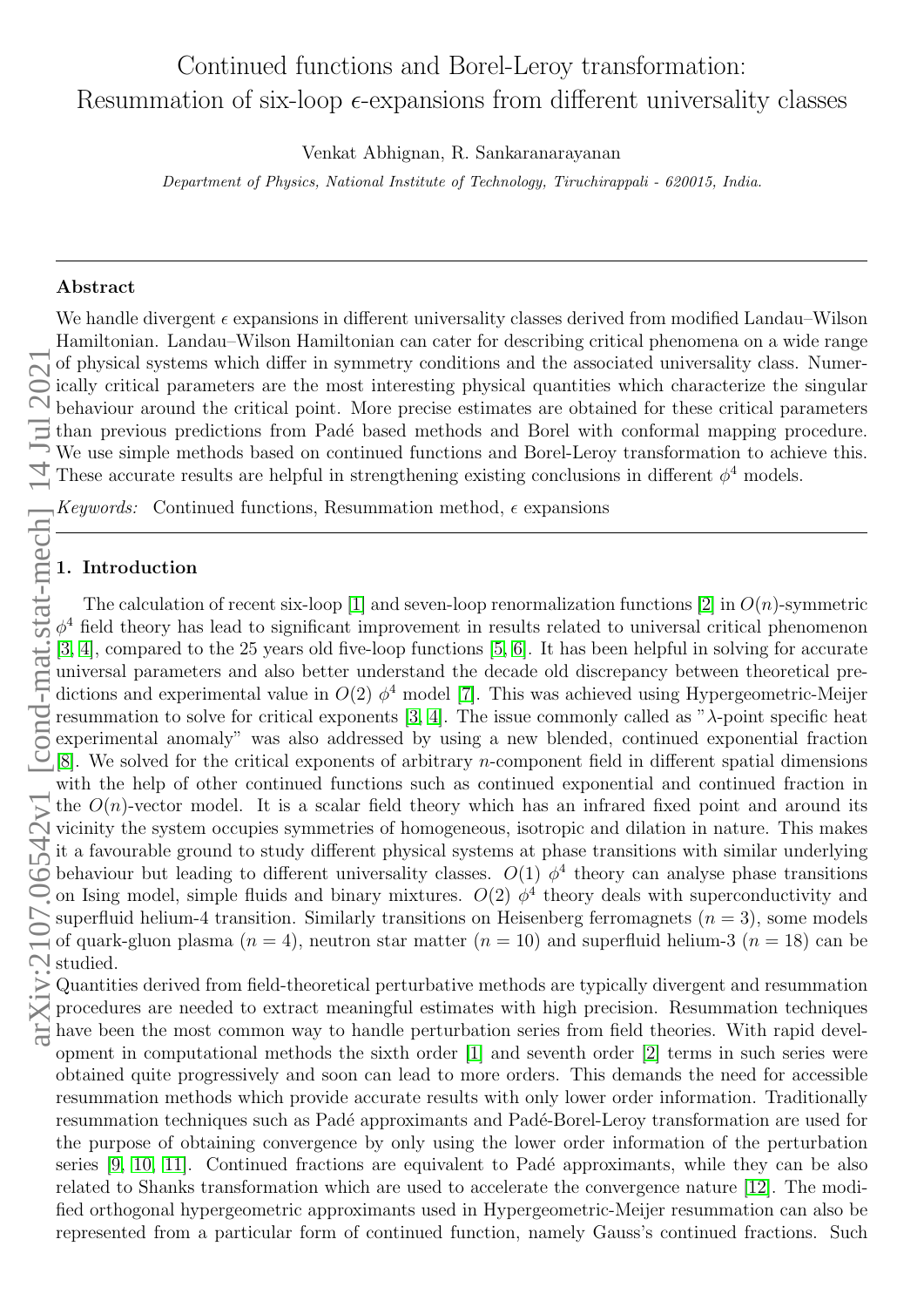# Continued functions and Borel-Leroy transformation: Resummation of six-loop $\epsilon$-expansions from different universality classes

Venkat Abhignan, R. Sankaranarayanan

*Department of Physics, National Institute of Technology, Tiruchirappali - 620015, India.*

---

## Abstract

We handle divergent $\epsilon$ expansions in different universality classes derived from modified Landau–Wilson Hamiltonian. Landau–Wilson Hamiltonian can cater for describing critical phenomena on a wide range of physical systems which differ in symmetry conditions and the associated universality class. Numerically critical parameters are the most interesting physical quantities which characterize the singular behaviour around the critical point. More precise estimates are obtained for these critical parameters than previous predictions from Padé based methods and Borel with conformal mapping procedure. We use simple methods based on continued functions and Borel-Leroy transformation to achieve this. These accurate results are helpful in strengthening existing conclusions in different $\phi^4$ models.

*Keywords:* Continued functions, Resummation method, $\epsilon$ expansions

---

## 1. Introduction

The calculation of recent six-loop [1] and seven-loop renormalization functions [2] in $O(n)$-symmetric $\phi^4$ field theory has lead to significant improvement in results related to universal critical phenomenon [3, 4], compared to the 25 years old five-loop functions [5, 6]. It has been helpful in solving for accurate universal parameters and also better understand the decade old discrepancy between theoretical predictions and experimental value in $O(2)$ $\phi^4$ model [7]. This was achieved using Hypergeometric-Meijer resummation to solve for critical exponents [3, 4]. The issue commonly called as "$\lambda$-point specific heat experimental anomaly" was also addressed by using a new blended, continued exponential fraction [8]. We solved for the critical exponents of arbitrary $n$-component field in different spatial dimensions with the help of other continued functions such as continued exponential and continued fraction in the $O(n)$-vector model. It is a scalar field theory which has an infrared fixed point and around its vicinity the system occupies symmetries of homogeneous, isotropic and dilation in nature. This makes it a favourable ground to study different physical systems at phase transitions with similar underlying behaviour but leading to different universality classes. $O(1)$ $\phi^4$ theory can analyse phase transitions on Ising model, simple fluids and binary mixtures. $O(2)$ $\phi^4$ theory deals with superconductivity and superfluid helium-4 transition. Similarly transitions on Heisenberg ferromagnets ($n = 3$), some models of quark-gluon plasma ($n = 4$), neutron star matter ($n = 10$) and superfluid helium-3 ($n = 18$) can be studied.

Quantities derived from field-theoretical perturbative methods are typically divergent and resummation procedures are needed to extract meaningful estimates with high precision. Resummation techniques have been the most common way to handle perturbation series from field theories. With rapid development in computational methods the sixth order [1] and seventh order [2] terms in such series were obtained quite progressively and soon can lead to more orders. This demands the need for accessible resummation methods which provide accurate results with only lower order information. Traditionally resummation techniques such as Padé approximants and Padé-Borel-Leroy transformation are used for the purpose of obtaining convergence by only using the lower order information of the perturbation series [9, 10, 11]. Continued fractions are equivalent to Padé approximants, while they can be also related to Shanks transformation which are used to accelerate the convergence nature [12]. The modified orthogonal hypergeometric approximants used in Hypergeometric-Meijer resummation can also be represented from a particular form of continued function, namely Gauss's continued fractions. Such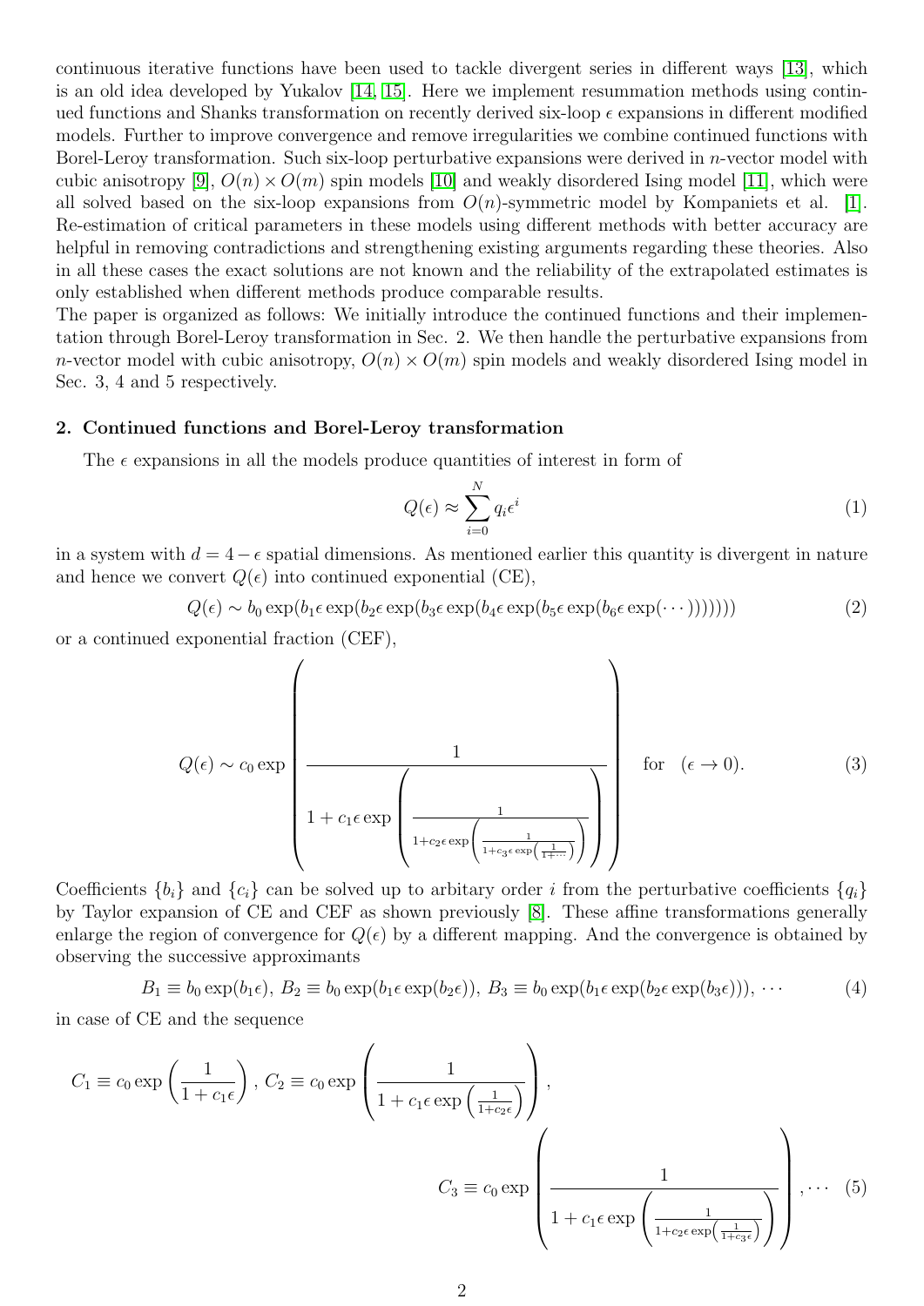continuous iterative functions have been used to tackle divergent series in different ways [13], which is an old idea developed by Yukalov [14, 15]. Here we implement resummation methods using continued functions and Shanks transformation on recently derived six-loop $\epsilon$ expansions in different modified models. Further to improve convergence and remove irregularities we combine continued functions with Borel-Leroy transformation. Such six-loop perturbative expansions were derived in $n$-vector model with cubic anisotropy [9], $O(n) \times O(m)$ spin models [10] and weakly disordered Ising model [11], which were all solved based on the six-loop expansions from $O(n)$-symmetric model by Kompaniets et al. [1]. Re-estimation of critical parameters in these models using different methods with better accuracy are helpful in removing contradictions and strengthening existing arguments regarding these theories. Also in all these cases the exact solutions are not known and the reliability of the extrapolated estimates is only established when different methods produce comparable results.
The paper is organized as follows: We initially introduce the continued functions and their implementation through Borel-Leroy transformation in Sec. 2. We then handle the perturbative expansions from $n$-vector model with cubic anisotropy, $O(n) \times O(m)$ spin models and weakly disordered Ising model in Sec. 3, 4 and 5 respectively.

## 2. Continued functions and Borel-Leroy transformation

The $\epsilon$ expansions in all the models produce quantities of interest in form of

$$Q(\epsilon) \approx \sum_{i=0}^{N} q_i \epsilon^i \tag{1}$$

in a system with $d = 4 - \epsilon$ spatial dimensions. As mentioned earlier this quantity is divergent in nature and hence we convert $Q(\epsilon)$ into continued exponential (CE),

$$Q(\epsilon) \sim b_0 \exp(b_1 \epsilon \exp(b_2 \epsilon \exp(b_3 \epsilon \exp(b_4 \epsilon \exp(b_5 \epsilon \exp(b_6 \epsilon \exp(\cdots))))))) \tag{2}$$

or a continued exponential fraction (CEF),

$$Q(\epsilon) \sim c_0 \exp\left(\frac{1}{1 + c_1 \epsilon \exp\left(\frac{1}{1 + c_2 \epsilon \exp\left(\frac{1}{1 + c_3 \epsilon \exp\left(\frac{1}{1 + \cdots}\right)}\right)}\right)}\right) \quad \text{for} \quad (\epsilon \to 0). \tag{3}$$

Coefficients $\{b_i\}$ and $\{c_i\}$ can be solved up to arbitary order $i$ from the perturbative coefficients $\{q_i\}$ by Taylor expansion of CE and CEF as shown previously [8]. These affine transformations generally enlarge the region of convergence for $Q(\epsilon)$ by a different mapping. And the convergence is obtained by observing the successive approximants

$$B_1 \equiv b_0 \exp(b_1 \epsilon),\ B_2 \equiv b_0 \exp(b_1 \epsilon \exp(b_2 \epsilon)),\ B_3 \equiv b_0 \exp(b_1 \epsilon \exp(b_2 \epsilon \exp(b_3 \epsilon))),\ \cdots \tag{4}$$

in case of CE and the sequence

$$C_1 \equiv c_0 \exp\left(\frac{1}{1 + c_1 \epsilon}\right),\ C_2 \equiv c_0 \exp\left(\frac{1}{1 + c_1 \epsilon \exp\left(\frac{1}{1 + c_2 \epsilon}\right)}\right),$$
$$C_3 \equiv c_0 \exp\left(\frac{1}{1 + c_1 \epsilon \exp\left(\frac{1}{1 + c_2 \epsilon \exp\left(\frac{1}{1 + c_3 \epsilon}\right)}\right)}\right), \cdots \tag{5}$$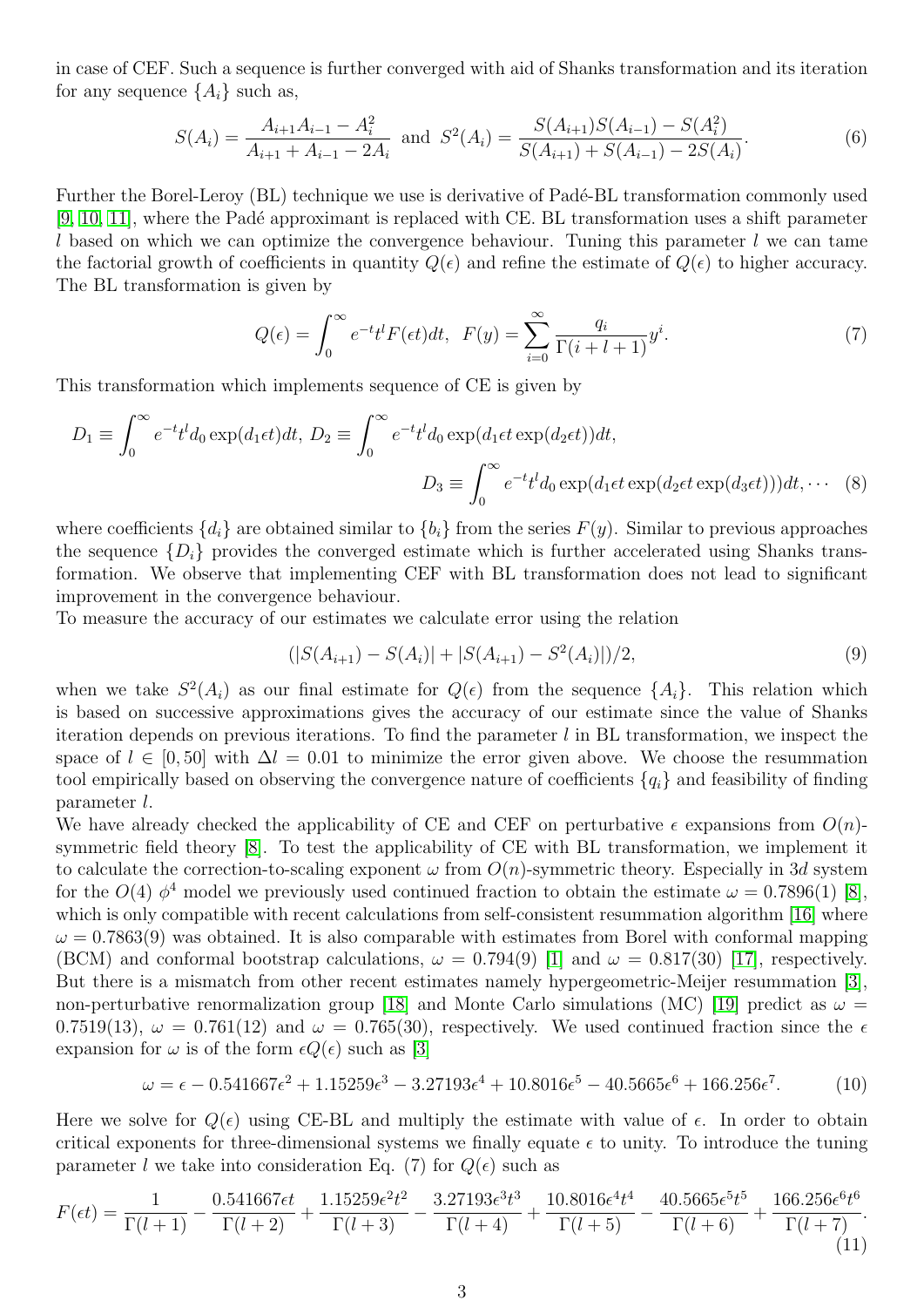in case of CEF. Such a sequence is further converged with aid of Shanks transformation and its iteration for any sequence $\{A_i\}$ such as,

$$S(A_i) = \frac{A_{i+1}A_{i-1} - A_i^2}{A_{i+1} + A_{i-1} - 2A_i} \text{ and } S^2(A_i) = \frac{S(A_{i+1})S(A_{i-1}) - S(A_i^2)}{S(A_{i+1}) + S(A_{i-1}) - 2S(A_i)}. \tag{6}$$

Further the Borel-Leroy (BL) technique we use is derivative of Padé-BL transformation commonly used [9, 10, 11], where the Padé approximant is replaced with CE. BL transformation uses a shift parameter $l$ based on which we can optimize the convergence behaviour. Tuning this parameter $l$ we can tame the factorial growth of coefficients in quantity $Q(\epsilon)$ and refine the estimate of $Q(\epsilon)$ to higher accuracy. The BL transformation is given by

$$Q(\epsilon) = \int_0^\infty e^{-t}t^l F(\epsilon t)dt, \;\; F(y) = \sum_{i=0}^{\infty} \frac{q_i}{\Gamma(i+l+1)} y^i. \tag{7}$$

This transformation which implements sequence of CE is given by

$$D_1 \equiv \int_0^\infty e^{-t}t^l d_0 \exp(d_1\epsilon t)dt, \; D_2 \equiv \int_0^\infty e^{-t}t^l d_0 \exp(d_1\epsilon t \exp(d_2\epsilon t))dt,$$
$$D_3 \equiv \int_0^\infty e^{-t}t^l d_0 \exp(d_1\epsilon t \exp(d_2\epsilon t \exp(d_3\epsilon t)))dt, \cdots \tag{8}$$

where coefficients $\{d_i\}$ are obtained similar to $\{b_i\}$ from the series $F(y)$. Similar to previous approaches the sequence $\{D_i\}$ provides the converged estimate which is further accelerated using Shanks transformation. We observe that implementing CEF with BL transformation does not lead to significant improvement in the convergence behaviour.
To measure the accuracy of our estimates we calculate error using the relation

$$(|S(A_{i+1}) - S(A_i)| + |S(A_{i+1}) - S^2(A_i)|)/2, \tag{9}$$

when we take $S^2(A_i)$ as our final estimate for $Q(\epsilon)$ from the sequence $\{A_i\}$. This relation which is based on successive approximations gives the accuracy of our estimate since the value of Shanks iteration depends on previous iterations. To find the parameter $l$ in BL transformation, we inspect the space of $l \in [0, 50]$ with $\Delta l = 0.01$ to minimize the error given above. We choose the resummation tool empirically based on observing the convergence nature of coefficients $\{q_i\}$ and feasibility of finding parameter $l$.
We have already checked the applicability of CE and CEF on perturbative $\epsilon$ expansions from $O(n)$-symmetric field theory [8]. To test the applicability of CE with BL transformation, we implement it to calculate the correction-to-scaling exponent $\omega$ from $O(n)$-symmetric theory. Especially in $3d$ system for the $O(4)$ $\phi^4$ model we previously used continued fraction to obtain the estimate $\omega = 0.7896(1)$ [8], which is only compatible with recent calculations from self-consistent resummation algorithm [16] where $\omega = 0.7863(9)$ was obtained. It is also comparable with estimates from Borel with conformal mapping (BCM) and conformal bootstrap calculations, $\omega = 0.794(9)$ [1] and $\omega = 0.817(30)$ [17], respectively. But there is a mismatch from other recent estimates namely hypergeometric-Meijer resummation [3], non-perturbative renormalization group [18] and Monte Carlo simulations (MC) [19] predict as $\omega = 0.7519(13)$, $\omega = 0.761(12)$ and $\omega = 0.765(30)$, respectively. We used continued fraction since the $\epsilon$ expansion for $\omega$ is of the form $\epsilon Q(\epsilon)$ such as [3]

$$\omega = \epsilon - 0.541667\epsilon^2 + 1.15259\epsilon^3 - 3.27193\epsilon^4 + 10.8016\epsilon^5 - 40.5665\epsilon^6 + 166.256\epsilon^7. \tag{10}$$

Here we solve for $Q(\epsilon)$ using CE-BL and multiply the estimate with value of $\epsilon$. In order to obtain critical exponents for three-dimensional systems we finally equate $\epsilon$ to unity. To introduce the tuning parameter $l$ we take into consideration Eq. (7) for $Q(\epsilon)$ such as

$$F(\epsilon t) = \frac{1}{\Gamma(l+1)} - \frac{0.541667\epsilon t}{\Gamma(l+2)} + \frac{1.15259\epsilon^2 t^2}{\Gamma(l+3)} - \frac{3.27193\epsilon^3 t^3}{\Gamma(l+4)} + \frac{10.8016\epsilon^4 t^4}{\Gamma(l+5)} - \frac{40.5665\epsilon^5 t^5}{\Gamma(l+6)} + \frac{166.256\epsilon^6 t^6}{\Gamma(l+7)}. \tag{11}$$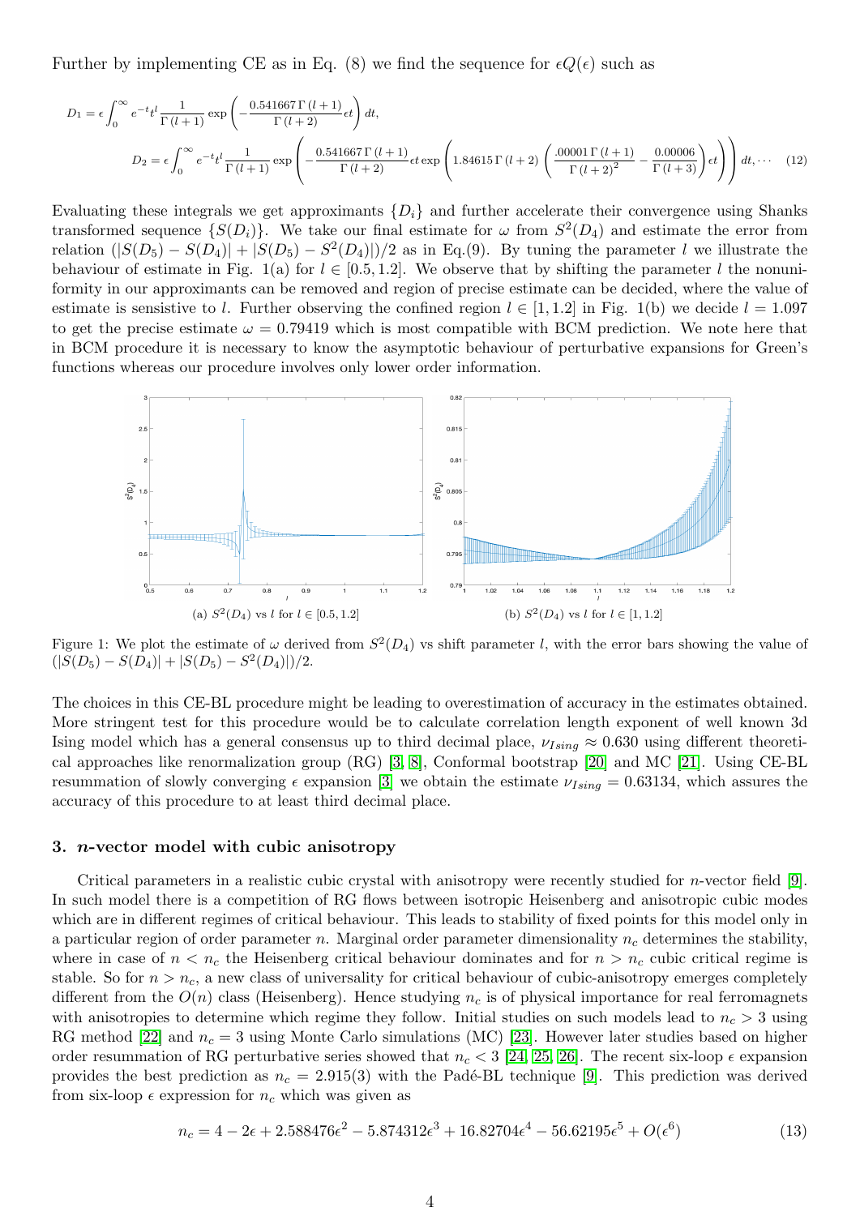Further by implementing CE as in Eq. (8) we find the sequence for $\epsilon Q(\epsilon)$ such as

$$D_1 = \epsilon \int_0^\infty e^{-t} t^l \frac{1}{\Gamma(l+1)} \exp\left(-\frac{0.541667\,\Gamma(l+1)}{\Gamma(l+2)} \epsilon t\right) dt,$$

$$D_2 = \epsilon \int_0^\infty e^{-t} t^l \frac{1}{\Gamma(l+1)} \exp\left(-\frac{0.541667\,\Gamma(l+1)}{\Gamma(l+2)} \epsilon t \exp\left(1.84615\,\Gamma(l+2)\left(\frac{.00001\,\Gamma(l+1)}{\Gamma(l+2)^2} - \frac{0.00006}{\Gamma(l+3)}\right)\epsilon t\right)\right) dt, \cdots \quad (12)$$

Evaluating these integrals we get approximants $\{D_i\}$ and further accelerate their convergence using Shanks transformed sequence $\{S(D_i)\}$. We take our final estimate for $\omega$ from $S^2(D_4)$ and estimate the error from relation $(|S(D_5) - S(D_4)| + |S(D_5) - S^2(D_4)|)/2$ as in Eq.(9). By tuning the parameter $l$ we illustrate the behaviour of estimate in Fig. 1(a) for $l \in [0.5, 1.2]$. We observe that by shifting the parameter $l$ the nonuniformity in our approximants can be removed and region of precise estimate can be decided, where the value of estimate is sensistive to $l$. Further observing the confined region $l \in [1, 1.2]$ in Fig. 1(b) we decide $l = 1.097$ to get the precise estimate $\omega = 0.79419$ which is most compatible with BCM prediction. We note here that in BCM procedure it is necessary to know the asymptotic behaviour of perturbative expansions for Green's functions whereas our procedure involves only lower order information.

(a) $S^2(D_4)$ vs $l$ for $l \in [0.5, 1.2]$

(b) $S^2(D_4)$ vs $l$ for $l \in [1, 1.2]$

Figure 1: We plot the estimate of $\omega$ derived from $S^2(D_4)$ vs shift parameter $l$, with the error bars showing the value of $(|S(D_5) - S(D_4)| + |S(D_5) - S^2(D_4)|)/2$.

The choices in this CE-BL procedure might be leading to overestimation of accuracy in the estimates obtained. More stringent test for this procedure would be to calculate correlation length exponent of well known 3d Ising model which has a general consensus up to third decimal place, $\nu_{Ising} \approx 0.630$ using different theoretical approaches like renormalization group (RG) [3, 8], Conformal bootstrap [20] and MC [21]. Using CE-BL resummation of slowly converging $\epsilon$ expansion [3] we obtain the estimate $\nu_{Ising} = 0.63134$, which assures the accuracy of this procedure to at least third decimal place.

## 3. $n$-vector model with cubic anisotropy

Critical parameters in a realistic cubic crystal with anisotropy were recently studied for $n$-vector field [9]. In such model there is a competition of RG flows between isotropic Heisenberg and anisotropic cubic modes which are in different regimes of critical behaviour. This leads to stability of fixed points for this model only in a particular region of order parameter $n$. Marginal order parameter dimensionality $n_c$ determines the stability, where in case of $n < n_c$ the Heisenberg critical behaviour dominates and for $n > n_c$ cubic critical regime is stable. So for $n > n_c$, a new class of universality for critical behaviour of cubic-anisotropy emerges completely different from the $O(n)$ class (Heisenberg). Hence studying $n_c$ is of physical importance for real ferromagnets with anisotropies to determine which regime they follow. Initial studies on such models lead to $n_c > 3$ using RG method [22] and $n_c = 3$ using Monte Carlo simulations (MC) [23]. However later studies based on higher order resummation of RG perturbative series showed that $n_c < 3$ [24, 25, 26]. The recent six-loop $\epsilon$ expansion provides the best prediction as $n_c = 2.915(3)$ with the Padé-BL technique [9]. This prediction was derived from six-loop $\epsilon$ expression for $n_c$ which was given as

$$n_c = 4 - 2\epsilon + 2.588476\epsilon^2 - 5.874312\epsilon^3 + 16.82704\epsilon^4 - 56.62195\epsilon^5 + O(\epsilon^6) \quad (13)$$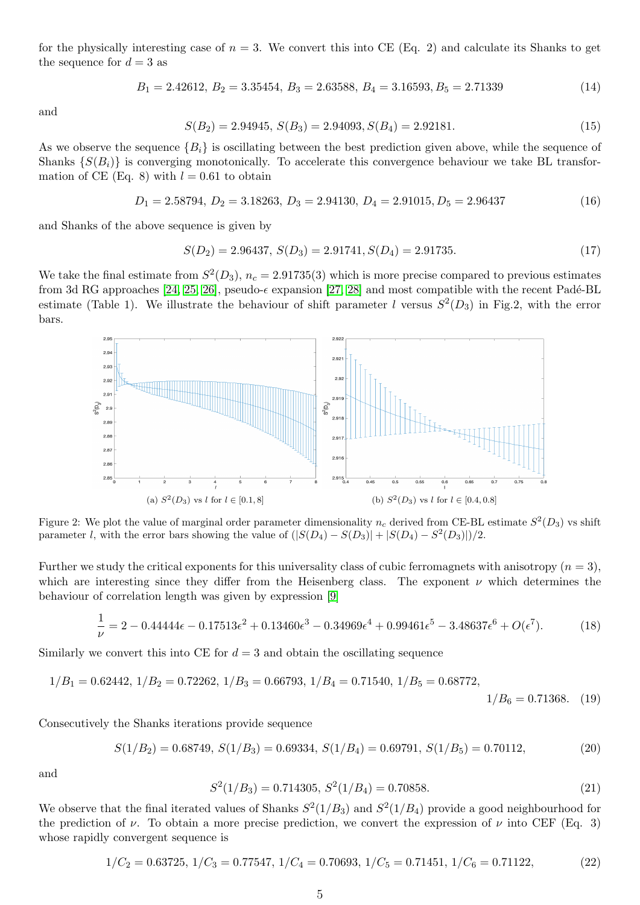for the physically interesting case of $n = 3$. We convert this into CE (Eq. 2) and calculate its Shanks to get the sequence for $d = 3$ as

$$B_1 = 2.42612,\ B_2 = 3.35454,\ B_3 = 2.63588,\ B_4 = 3.16593, B_5 = 2.71339 \tag{14}$$

and

$$S(B_2) = 2.94945,\ S(B_3) = 2.94093, S(B_4) = 2.92181. \tag{15}$$

As we observe the sequence $\{B_i\}$ is oscillating between the best prediction given above, while the sequence of Shanks $\{S(B_i)\}$ is converging monotonically. To accelerate this convergence behaviour we take BL transformation of CE (Eq. 8) with $l = 0.61$ to obtain

$$D_1 = 2.58794,\ D_2 = 3.18263,\ D_3 = 2.94130,\ D_4 = 2.91015, D_5 = 2.96437 \tag{16}$$

and Shanks of the above sequence is given by

$$S(D_2) = 2.96437,\ S(D_3) = 2.91741,\ S(D_4) = 2.91735. \tag{17}$$

We take the final estimate from $S^2(D_3)$, $n_c = 2.91735(3)$ which is more precise compared to previous estimates from 3d RG approaches [24, 25, 26], pseudo-$\epsilon$ expansion [27, 28] and most compatible with the recent Padé-BL estimate (Table 1). We illustrate the behaviour of shift parameter $l$ versus $S^2(D_3)$ in Fig.2, with the error bars.

(a) $S^2(D_3)$ vs $l$ for $l \in [0.1, 8]$

(b) $S^2(D_3)$ vs $l$ for $l \in [0.4, 0.8]$

Figure 2: We plot the value of marginal order parameter dimensionality $n_c$ derived from CE-BL estimate $S^2(D_3)$ vs shift parameter $l$, with the error bars showing the value of $(|S(D_4) - S(D_3)| + |S(D_4) - S^2(D_3)|)/2$.

Further we study the critical exponents for this universality class of cubic ferromagnets with anisotropy ($n = 3$), which are interesting since they differ from the Heisenberg class. The exponent $\nu$ which determines the behaviour of correlation length was given by expression [9]

$$\frac{1}{\nu} = 2 - 0.44444\epsilon - 0.17513\epsilon^2 + 0.13460\epsilon^3 - 0.34969\epsilon^4 + 0.99461\epsilon^5 - 3.48637\epsilon^6 + O(\epsilon^7). \tag{18}$$

Similarly we convert this into CE for $d = 3$ and obtain the oscillating sequence

$$1/B_1 = 0.62442,\ 1/B_2 = 0.72262,\ 1/B_3 = 0.66793,\ 1/B_4 = 0.71540,\ 1/B_5 = 0.68772,\ 1/B_6 = 0.71368. \tag{19}$$

Consecutively the Shanks iterations provide sequence

$$S(1/B_2) = 0.68749,\ S(1/B_3) = 0.69334,\ S(1/B_4) = 0.69791,\ S(1/B_5) = 0.70112, \tag{20}$$

and

$$S^2(1/B_3) = 0.714305,\ S^2(1/B_4) = 0.70858. \tag{21}$$

We observe that the final iterated values of Shanks $S^2(1/B_3)$ and $S^2(1/B_4)$ provide a good neighbourhood for the prediction of $\nu$. To obtain a more precise prediction, we convert the expression of $\nu$ into CEF (Eq. 3) whose rapidly convergent sequence is

$$1/C_2 = 0.63725,\ 1/C_3 = 0.77547,\ 1/C_4 = 0.70693,\ 1/C_5 = 0.71451,\ 1/C_6 = 0.71122, \tag{22}$$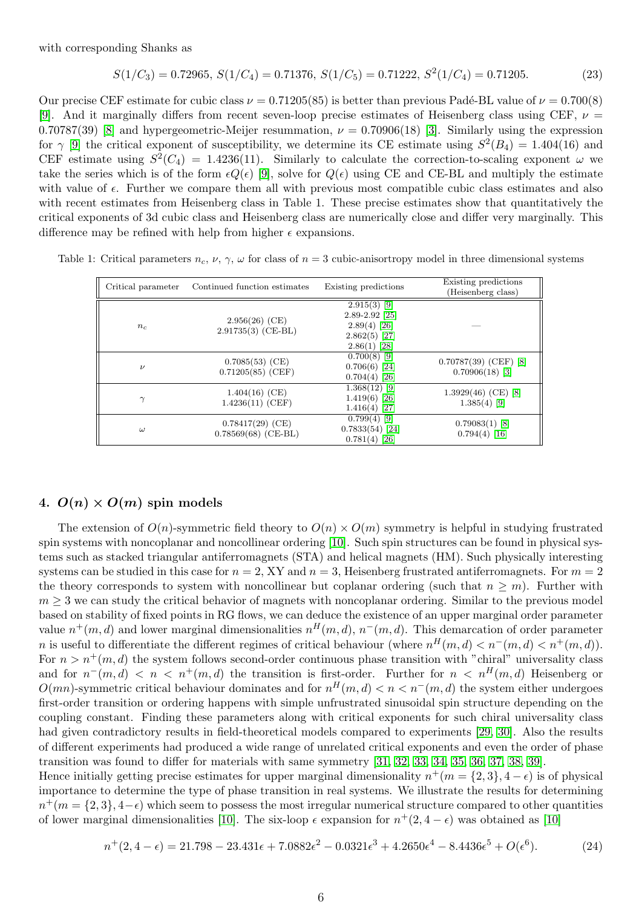with corresponding Shanks as

$$S(1/C_3) = 0.72965,\ S(1/C_4) = 0.71376,\ S(1/C_5) = 0.71222,\ S^2(1/C_4) = 0.71205. \tag{23}$$

Our precise CEF estimate for cubic class $\nu = 0.71205(85)$ is better than previous Padé-BL value of $\nu = 0.700(8)$ [9]. And it marginally differs from recent seven-loop precise estimates of Heisenberg class using CEF, $\nu = 0.70787(39)$ [8] and hypergeometric-Meijer resummation, $\nu = 0.70906(18)$ [3]. Similarly using the expression for $\gamma$ [9] the critical exponent of susceptibility, we determine its CE estimate using $S^2(B_4) = 1.404(16)$ and CEF estimate using $S^2(C_4) = 1.4236(11)$. Similarly to calculate the correction-to-scaling exponent $\omega$ we take the series which is of the form $\epsilon Q(\epsilon)$ [9], solve for $Q(\epsilon)$ using CE and CE-BL and multiply the estimate with value of $\epsilon$. Further we compare them all with previous most compatible cubic class estimates and also with recent estimates from Heisenberg class in Table 1. These precise estimates show that quantitatively the critical exponents of 3d cubic class and Heisenberg class are numerically close and differ very marginally. This difference may be refined with help from higher $\epsilon$ expansions.

Table 1: Critical parameters $n_c$, $\nu$, $\gamma$, $\omega$ for class of $n = 3$ cubic-anisortropy model in three dimensional systems

| Critical parameter | Continued function estimates | Existing predictions | Existing predictions (Heisenberg class) |
|---|---|---|---|
| $n_c$ | 2.956(26) (CE)<br>2.91735(3) (CE-BL) | 2.915(3) [9]<br>2.89-2.92 [25]<br>2.89(4) [26]<br>2.862(5) [27]<br>2.86(1) [28] | — |
| $\nu$ | 0.7085(53) (CE)<br>0.71205(85) (CEF) | 0.700(8) [9]<br>0.706(6) [24]<br>0.704(4) [26] | 0.70787(39) (CEF) [8]<br>0.70906(18) [3] |
| $\gamma$ | 1.404(16) (CE)<br>1.4236(11) (CEF) | 1.368(12) [9]<br>1.419(6) [26]<br>1.416(4) [27] | 1.3929(46) (CE) [8]<br>1.385(4) [9] |
| $\omega$ | 0.78417(29) (CE)<br>0.78569(68) (CE-BL) | 0.799(4) [9]<br>0.7833(54) [24]<br>0.781(4) [26] | 0.79083(1) [8]<br>0.794(4) [16] |

## 4. $O(n) \times O(m)$ spin models

The extension of $O(n)$-symmetric field theory to $O(n) \times O(m)$ symmetry is helpful in studying frustrated spin systems with noncoplanar and noncollinear ordering [10]. Such spin structures can be found in physical systems such as stacked triangular antiferromagnets (STA) and helical magnets (HM). Such physically interesting systems can be studied in this case for $n = 2$, XY and $n = 3$, Heisenberg frustrated antiferromagnets. For $m = 2$ the theory corresponds to system with noncollinear but coplanar ordering (such that $n \geq m$). Further with $m \geq 3$ we can study the critical behavior of magnets with noncoplanar ordering. Similar to the previous model based on stability of fixed points in RG flows, we can deduce the existence of an upper marginal order parameter value $n^+(m, d)$ and lower marginal dimensionalities $n^H(m, d)$, $n^-(m, d)$. This demarcation of order parameter $n$ is useful to differentiate the different regimes of critical behaviour (where $n^H(m, d) < n^-(m, d) < n^+(m, d)$). For $n > n^+(m, d)$ the system follows second-order continuous phase transition with "chiral" universality class and for $n^-(m, d) < n < n^+(m, d)$ the transition is first-order. Further for $n < n^H(m, d)$ Heisenberg or $O(mn)$-symmetric critical behaviour dominates and for $n^H(m, d) < n < n^-(m, d)$ the system either undergoes first-order transition or ordering happens with simple unfrustrated sinusoidal spin structure depending on the coupling constant. Finding these parameters along with critical exponents for such chiral universality class had given contradictory results in field-theoretical models compared to experiments [29, 30]. Also the results of different experiments had produced a wide range of unrelated critical exponents and even the order of phase transition was found to differ for materials with same symmetry [31, 32, 33, 34, 35, 36, 37, 38, 39].
Hence initially getting precise estimates for upper marginal dimensionality $n^+(m = \{2, 3\}, 4 - \epsilon)$ is of physical importance to determine the type of phase transition in real systems. We illustrate the results for determining $n^+(m = \{2, 3\}, 4 - \epsilon)$ which seem to possess the most irregular numerical structure compared to other quantities of lower marginal dimensionalities [10]. The six-loop $\epsilon$ expansion for $n^+(2, 4 - \epsilon)$ was obtained as [10]

$$n^+(2, 4 - \epsilon) = 21.798 - 23.431\epsilon + 7.0882\epsilon^2 - 0.0321\epsilon^3 + 4.2650\epsilon^4 - 8.4436\epsilon^5 + O(\epsilon^6). \tag{24}$$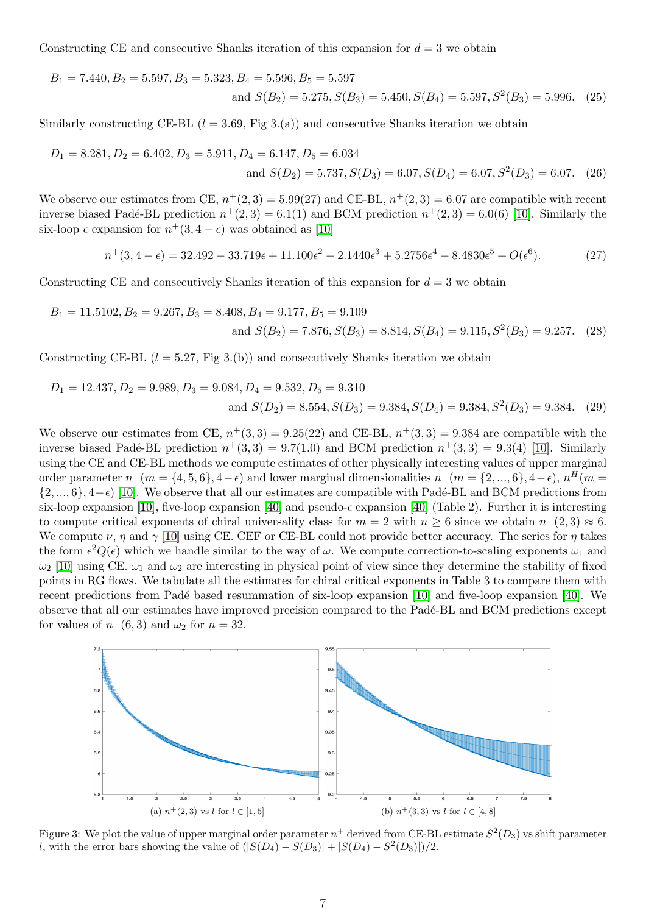Constructing CE and consecutive Shanks iteration of this expansion for $d = 3$ we obtain

$$B_1 = 7.440, B_2 = 5.597, B_3 = 5.323, B_4 = 5.596, B_5 = 5.597$$
$$\text{and } S(B_2) = 5.275, S(B_3) = 5.450, S(B_4) = 5.597, S^2(B_3) = 5.996. \quad (25)$$

Similarly constructing CE-BL ($l = 3.69$, Fig 3.(a)) and consecutive Shanks iteration we obtain

$$D_1 = 8.281, D_2 = 6.402, D_3 = 5.911, D_4 = 6.147, D_5 = 6.034$$
$$\text{and } S(D_2) = 5.737, S(D_3) = 6.07, S(D_4) = 6.07, S^2(D_3) = 6.07. \quad (26)$$

We observe our estimates from CE, $n^+(2,3) = 5.99(27)$ and CE-BL, $n^+(2,3) = 6.07$ are compatible with recent inverse biased Padé-BL prediction $n^+(2,3) = 6.1(1)$ and BCM prediction $n^+(2,3) = 6.0(6)$ [10]. Similarly the six-loop $\epsilon$ expansion for $n^+(3, 4-\epsilon)$ was obtained as [10]

$$n^+(3, 4-\epsilon) = 32.492 - 33.719\epsilon + 11.100\epsilon^2 - 2.1440\epsilon^3 + 5.2756\epsilon^4 - 8.4830\epsilon^5 + O(\epsilon^6). \quad (27)$$

Constructing CE and consecutively Shanks iteration of this expansion for $d = 3$ we obtain

$$B_1 = 11.5102, B_2 = 9.267, B_3 = 8.408, B_4 = 9.177, B_5 = 9.109$$
$$\text{and } S(B_2) = 7.876, S(B_3) = 8.814, S(B_4) = 9.115, S^2(B_3) = 9.257. \quad (28)$$

Constructing CE-BL ($l = 5.27$, Fig 3.(b)) and consecutively Shanks iteration we obtain

$$D_1 = 12.437, D_2 = 9.989, D_3 = 9.084, D_4 = 9.532, D_5 = 9.310$$
$$\text{and } S(D_2) = 8.554, S(D_3) = 9.384, S(D_4) = 9.384, S^2(D_3) = 9.384. \quad (29)$$

We observe our estimates from CE, $n^+(3,3) = 9.25(22)$ and CE-BL, $n^+(3,3) = 9.384$ are compatible with the inverse biased Padé-BL prediction $n^+(3,3) = 9.7(1.0)$ and BCM prediction $n^+(3,3) = 9.3(4)$ [10]. Similarly using the CE and CE-BL methods we compute estimates of other physically interesting values of upper marginal order parameter $n^+(m = \{4,5,6\}, 4-\epsilon)$ and lower marginal dimensionalities $n^-(m = \{2,...,6\}, 4-\epsilon)$, $n^H(m = \{2,...,6\}, 4-\epsilon)$ [10]. We observe that all our estimates are compatible with Padé-BL and BCM predictions from six-loop expansion [10], five-loop expansion [40] and pseudo-$\epsilon$ expansion [40] (Table 2). Further it is interesting to compute critical exponents of chiral universality class for $m = 2$ with $n \geq 6$ since we obtain $n^+(2,3) \approx 6$. We compute $\nu$, $\eta$ and $\gamma$ [10] using CE. CEF or CE-BL could not provide better accuracy. The series for $\eta$ takes the form $\epsilon^2 Q(\epsilon)$ which we handle similar to the way of $\omega$. We compute correction-to-scaling exponents $\omega_1$ and $\omega_2$ [10] using CE. $\omega_1$ and $\omega_2$ are interesting in physical point of view since they determine the stability of fixed points in RG flows. We tabulate all the estimates for chiral critical exponents in Table 3 to compare them with recent predictions from Padé based resummation of six-loop expansion [10] and five-loop expansion [40]. We observe that all our estimates have improved precision compared to the Padé-BL and BCM predictions except for values of $n^-(6,3)$ and $\omega_2$ for $n = 32$.

(a) $n^+(2,3)$ vs $l$ for $l \in [1,5]$

(b) $n^+(3,3)$ vs $l$ for $l \in [4,8]$

Figure 3: We plot the value of upper marginal order parameter $n^+$ derived from CE-BL estimate $S^2(D_3)$ vs shift parameter $l$, with the error bars showing the value of $(|S(D_4) - S(D_3)| + |S(D_4) - S^2(D_3)|)/2$.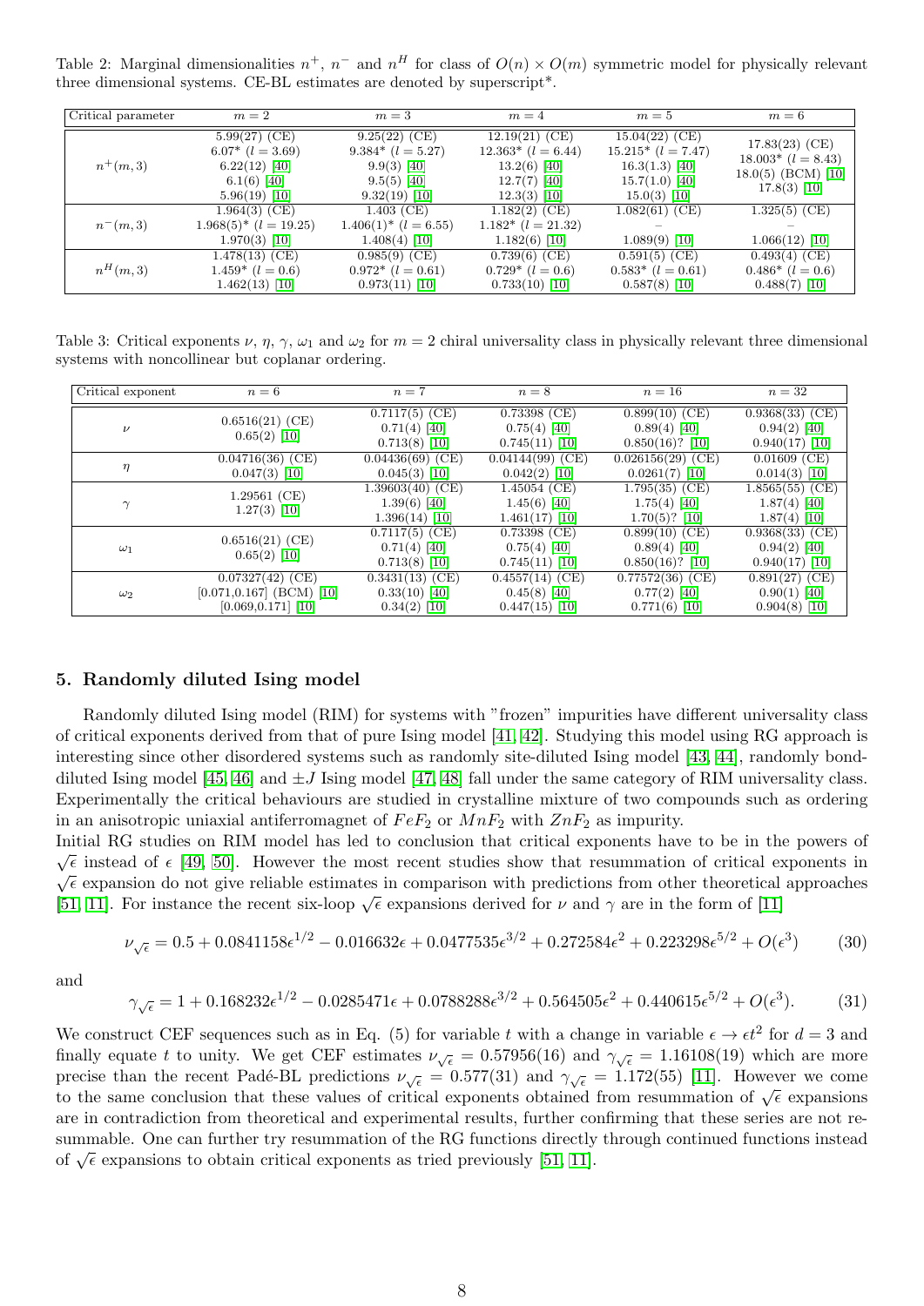Table 2: Marginal dimensionalities $n^+$, $n^-$ and $n^H$ for class of $O(n) \times O(m)$ symmetric model for physically relevant three dimensional systems. CE-BL estimates are denoted by superscript*.

| Critical parameter | $m = 2$ | $m = 3$ | $m = 4$ | $m = 5$ | $m = 6$ |
|---|---|---|---|---|---|
| $n^+(m,3)$ | 5.99(27) (CE)<br>6.07* ($l = 3.69$)<br>6.22(12) [40]<br>6.1(6) [40]<br>5.96(19) [10] | 9.25(22) (CE)<br>9.384* ($l = 5.27$)<br>9.9(3) [40]<br>9.5(5) [40]<br>9.32(19) [10] | 12.19(21) (CE)<br>12.363* ($l = 6.44$)<br>13.2(6) [40]<br>12.7(7) [40]<br>12.3(3) [10] | 15.04(22) (CE)<br>15.215* ($l = 7.47$)<br>16.3(1.3) [40]<br>15.7(1.0) [40]<br>15.0(3) [10] | 17.83(23) (CE)<br>18.003* ($l = 8.43$)<br>18.0(5) (BCM) [10]<br>17.8(3) [10] |
| $n^-(m,3)$ | 1.964(3) (CE)<br>1.968(5)* ($l = 19.25$)<br>1.970(3) [10] | 1.403 (CE)<br>1.406(1)* ($l = 6.55$)<br>1.408(4) [10] | 1.182(2) (CE)<br>1.182* ($l = 21.32$)<br>1.182(6) [10] | 1.082(61) (CE)<br>–<br>1.089(9) [10] | 1.325(5) (CE)<br>–<br>1.066(12) [10] |
| $n^H(m,3)$ | 1.478(13) (CE)<br>1.459* ($l = 0.6$)<br>1.462(13) [10] | 0.985(9) (CE)<br>0.972* ($l = 0.61$)<br>0.973(11) [10] | 0.739(6) (CE)<br>0.729* ($l = 0.6$)<br>0.733(10) [10] | 0.591(5) (CE)<br>0.583* ($l = 0.61$)<br>0.587(8) [10] | 0.493(4) (CE)<br>0.486* ($l = 0.6$)<br>0.488(7) [10] |

Table 3: Critical exponents $\nu$, $\eta$, $\gamma$, $\omega_1$ and $\omega_2$ for $m = 2$ chiral universality class in physically relevant three dimensional systems with noncollinear but coplanar ordering.

| Critical exponent | $n = 6$ | $n = 7$ | $n = 8$ | $n = 16$ | $n = 32$ |
|---|---|---|---|---|---|
| $\nu$ | 0.6516(21) (CE)<br>0.65(2) [10] | 0.7117(5) (CE)<br>0.71(4) [40]<br>0.713(8) [10] | 0.73398 (CE)<br>0.75(4) [40]<br>0.745(11) [10] | 0.899(10) (CE)<br>0.89(4) [40]<br>0.850(16)? [10] | 0.9368(33) (CE)<br>0.94(2) [40]<br>0.940(17) [10] |
| $\eta$ | 0.04716(36) (CE)<br>0.047(3) [10] | 0.04436(69) (CE)<br>0.045(3) [10] | 0.04144(99) (CE)<br>0.042(2) [10] | 0.026156(29) (CE)<br>0.0261(7) [10] | 0.01609 (CE)<br>0.014(3) [10] |
| $\gamma$ | 1.29561 (CE)<br>1.27(3) [10] | 1.39603(40) (CE)<br>1.39(6) [40]<br>1.396(14) [10] | 1.45054 (CE)<br>1.45(6) [40]<br>1.461(17) [10] | 1.795(35) (CE)<br>1.75(4) [40]<br>1.70(5)? [10] | 1.8565(55) (CE)<br>1.87(4) [40]<br>1.87(4) [10] |
| $\omega_1$ | 0.6516(21) (CE)<br>0.65(2) [10] | 0.7117(5) (CE)<br>0.71(4) [40]<br>0.713(8) [10] | 0.73398 (CE)<br>0.75(4) [40]<br>0.745(11) [10] | 0.899(10) (CE)<br>0.89(4) [40]<br>0.850(16)? [10] | 0.9368(33) (CE)<br>0.94(2) [40]<br>0.940(17) [10] |
| $\omega_2$ | 0.07327(42) (CE)<br>[0.071,0.167] (BCM) [10]<br>[0.069,0.171] [10] | 0.3431(13) (CE)<br>0.33(10) [40]<br>0.34(2) [10] | 0.4557(14) (CE)<br>0.45(8) [40]<br>0.447(15) [10] | 0.77572(36) (CE)<br>0.77(2) [40]<br>0.771(6) [10] | 0.891(27) (CE)<br>0.90(1) [40]<br>0.904(8) [10] |

## 5. Randomly diluted Ising model

Randomly diluted Ising model (RIM) for systems with "frozen" impurities have different universality class of critical exponents derived from that of pure Ising model [41, 42]. Studying this model using RG approach is interesting since other disordered systems such as randomly site-diluted Ising model [43, 44], randomly bond-diluted Ising model [45, 46] and $\pm J$ Ising model [47, 48] fall under the same category of RIM universality class. Experimentally the critical behaviours are studied in crystalline mixture of two compounds such as ordering in an anisotropic uniaxial antiferromagnet of $FeF_2$ or $MnF_2$ with $ZnF_2$ as impurity.

Initial RG studies on RIM model has led to conclusion that critical exponents have to be in the powers of $\sqrt{\epsilon}$ instead of $\epsilon$ [49, 50]. However the most recent studies show that resummation of critical exponents in $\sqrt{\epsilon}$ expansion do not give reliable estimates in comparison with predictions from other theoretical approaches [51, 11]. For instance the recent six-loop $\sqrt{\epsilon}$ expansions derived for $\nu$ and $\gamma$ are in the form of [11]

$$\nu_{\sqrt{\epsilon}} = 0.5 + 0.0841158\epsilon^{1/2} - 0.016632\epsilon + 0.0477535\epsilon^{3/2} + 0.272584\epsilon^2 + 0.223298\epsilon^{5/2} + O(\epsilon^3) \tag{30}$$

and

$$\gamma_{\sqrt{\epsilon}} = 1 + 0.168232\epsilon^{1/2} - 0.0285471\epsilon + 0.0788288\epsilon^{3/2} + 0.564505\epsilon^2 + 0.440615\epsilon^{5/2} + O(\epsilon^3). \tag{31}$$

We construct CEF sequences such as in Eq. (5) for variable $t$ with a change in variable $\epsilon \to \epsilon t^2$ for $d = 3$ and finally equate $t$ to unity. We get CEF estimates $\nu_{\sqrt{\epsilon}} = 0.57956(16)$ and $\gamma_{\sqrt{\epsilon}} = 1.16108(19)$ which are more precise than the recent Padé-BL predictions $\nu_{\sqrt{\epsilon}} = 0.577(31)$ and $\gamma_{\sqrt{\epsilon}} = 1.172(55)$ [11]. However we come to the same conclusion that these values of critical exponents obtained from resummation of $\sqrt{\epsilon}$ expansions are in contradiction from theoretical and experimental results, further confirming that these series are not resummable. One can further try resummation of the RG functions directly through continued functions instead of $\sqrt{\epsilon}$ expansions to obtain critical exponents as tried previously [51, 11].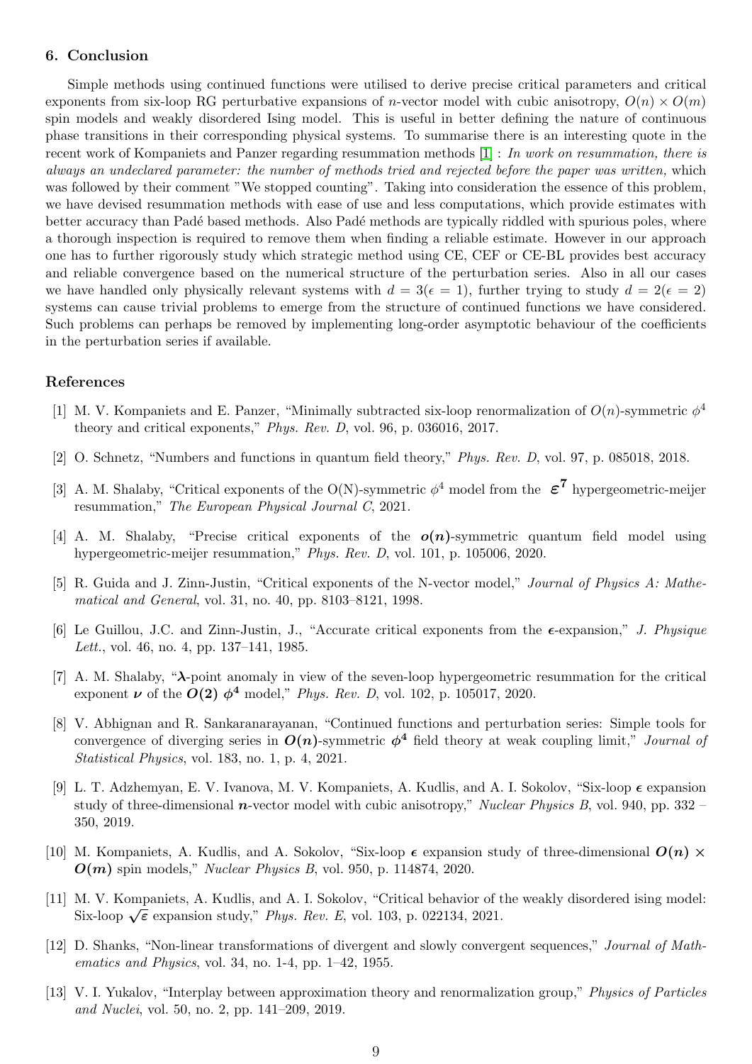## 6. Conclusion

Simple methods using continued functions were utilised to derive precise critical parameters and critical exponents from six-loop RG perturbative expansions of $n$-vector model with cubic anisotropy, $O(n) \times O(m)$ spin models and weakly disordered Ising model. This is useful in better defining the nature of continuous phase transitions in their corresponding physical systems. To summarise there is an interesting quote in the recent work of Kompaniets and Panzer regarding resummation methods [1] : *In work on resummation, there is always an undeclared parameter: the number of methods tried and rejected before the paper was written,* which was followed by their comment "We stopped counting". Taking into consideration the essence of this problem, we have devised resummation methods with ease of use and less computations, which provide estimates with better accuracy than Padé based methods. Also Padé methods are typically riddled with spurious poles, where a thorough inspection is required to remove them when finding a reliable estimate. However in our approach one has to further rigorously study which strategic method using CE, CEF or CE-BL provides best accuracy and reliable convergence based on the numerical structure of the perturbation series. Also in all our cases we have handled only physically relevant systems with $d = 3(\epsilon = 1)$, further trying to study $d = 2(\epsilon = 2)$ systems can cause trivial problems to emerge from the structure of continued functions we have considered. Such problems can perhaps be removed by implementing long-order asymptotic behaviour of the coefficients in the perturbation series if available.

## References

[1] M. V. Kompaniets and E. Panzer, "Minimally subtracted six-loop renormalization of $O(n)$-symmetric $\phi^4$ theory and critical exponents," *Phys. Rev. D*, vol. 96, p. 036016, 2017.

[2] O. Schnetz, "Numbers and functions in quantum field theory," *Phys. Rev. D*, vol. 97, p. 085018, 2018.

[3] A. M. Shalaby, "Critical exponents of the O(N)-symmetric $\phi^4$ model from the $\varepsilon^7$ hypergeometric-meijer resummation," *The European Physical Journal C*, 2021.

[4] A. M. Shalaby, "Precise critical exponents of the $o(n)$-symmetric quantum field model using hypergeometric-meijer resummation," *Phys. Rev. D*, vol. 101, p. 105006, 2020.

[5] R. Guida and J. Zinn-Justin, "Critical exponents of the N-vector model," *Journal of Physics A: Mathematical and General*, vol. 31, no. 40, pp. 8103–8121, 1998.

[6] Le Guillou, J.C. and Zinn-Justin, J., "Accurate critical exponents from the $\epsilon$-expansion," *J. Physique Lett.*, vol. 46, no. 4, pp. 137–141, 1985.

[7] A. M. Shalaby, "$\lambda$-point anomaly in view of the seven-loop hypergeometric resummation for the critical exponent $\nu$ of the $O(2)$ $\phi^4$ model," *Phys. Rev. D*, vol. 102, p. 105017, 2020.

[8] V. Abhignan and R. Sankaranarayanan, "Continued functions and perturbation series: Simple tools for convergence of diverging series in $O(n)$-symmetric $\phi^4$ field theory at weak coupling limit," *Journal of Statistical Physics*, vol. 183, no. 1, p. 4, 2021.

[9] L. T. Adzhemyan, E. V. Ivanova, M. V. Kompaniets, A. Kudlis, and A. I. Sokolov, "Six-loop $\epsilon$ expansion study of three-dimensional $n$-vector model with cubic anisotropy," *Nuclear Physics B*, vol. 940, pp. 332 – 350, 2019.

[10] M. Kompaniets, A. Kudlis, and A. Sokolov, "Six-loop $\epsilon$ expansion study of three-dimensional $O(n) \times O(m)$ spin models," *Nuclear Physics B*, vol. 950, p. 114874, 2020.

[11] M. V. Kompaniets, A. Kudlis, and A. I. Sokolov, "Critical behavior of the weakly disordered ising model: Six-loop $\sqrt{\varepsilon}$ expansion study," *Phys. Rev. E*, vol. 103, p. 022134, 2021.

[12] D. Shanks, "Non-linear transformations of divergent and slowly convergent sequences," *Journal of Mathematics and Physics*, vol. 34, no. 1-4, pp. 1–42, 1955.

[13] V. I. Yukalov, "Interplay between approximation theory and renormalization group," *Physics of Particles and Nuclei*, vol. 50, no. 2, pp. 141–209, 2019.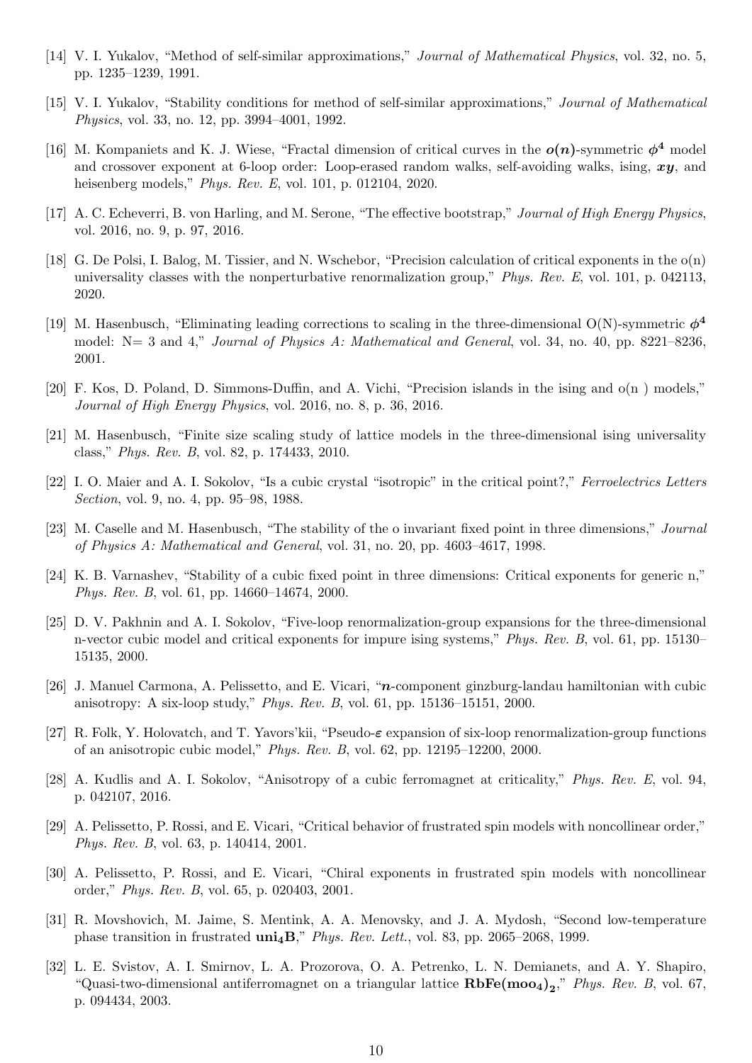[14] V. I. Yukalov, "Method of self-similar approximations," *Journal of Mathematical Physics*, vol. 32, no. 5, pp. 1235–1239, 1991.

[15] V. I. Yukalov, "Stability conditions for method of self-similar approximations," *Journal of Mathematical Physics*, vol. 33, no. 12, pp. 3994–4001, 1992.

[16] M. Kompaniets and K. J. Wiese, "Fractal dimension of critical curves in the $\boldsymbol{o(n)}$-symmetric $\boldsymbol{\phi^4}$ model and crossover exponent at 6-loop order: Loop-erased random walks, self-avoiding walks, ising, $\boldsymbol{xy}$, and heisenberg models," *Phys. Rev. E*, vol. 101, p. 012104, 2020.

[17] A. C. Echeverri, B. von Harling, and M. Serone, "The effective bootstrap," *Journal of High Energy Physics*, vol. 2016, no. 9, p. 97, 2016.

[18] G. De Polsi, I. Balog, M. Tissier, and N. Wschebor, "Precision calculation of critical exponents in the o(n) universality classes with the nonperturbative renormalization group," *Phys. Rev. E*, vol. 101, p. 042113, 2020.

[19] M. Hasenbusch, "Eliminating leading corrections to scaling in the three-dimensional O(N)-symmetric $\boldsymbol{\phi^4}$ model: N= 3 and 4," *Journal of Physics A: Mathematical and General*, vol. 34, no. 40, pp. 8221–8236, 2001.

[20] F. Kos, D. Poland, D. Simmons-Duffin, and A. Vichi, "Precision islands in the ising and o(n ) models," *Journal of High Energy Physics*, vol. 2016, no. 8, p. 36, 2016.

[21] M. Hasenbusch, "Finite size scaling study of lattice models in the three-dimensional ising universality class," *Phys. Rev. B*, vol. 82, p. 174433, 2010.

[22] I. O. Maier and A. I. Sokolov, "Is a cubic crystal "isotropic" in the critical point?," *Ferroelectrics Letters Section*, vol. 9, no. 4, pp. 95–98, 1988.

[23] M. Caselle and M. Hasenbusch, "The stability of the o invariant fixed point in three dimensions," *Journal of Physics A: Mathematical and General*, vol. 31, no. 20, pp. 4603–4617, 1998.

[24] K. B. Varnashev, "Stability of a cubic fixed point in three dimensions: Critical exponents for generic n," *Phys. Rev. B*, vol. 61, pp. 14660–14674, 2000.

[25] D. V. Pakhnin and A. I. Sokolov, "Five-loop renormalization-group expansions for the three-dimensional n-vector cubic model and critical exponents for impure ising systems," *Phys. Rev. B*, vol. 61, pp. 15130–15135, 2000.

[26] J. Manuel Carmona, A. Pelissetto, and E. Vicari, "$\boldsymbol{n}$-component ginzburg-landau hamiltonian with cubic anisotropy: A six-loop study," *Phys. Rev. B*, vol. 61, pp. 15136–15151, 2000.

[27] R. Folk, Y. Holovatch, and T. Yavors'kii, "Pseudo-$\boldsymbol{\varepsilon}$ expansion of six-loop renormalization-group functions of an anisotropic cubic model," *Phys. Rev. B*, vol. 62, pp. 12195–12200, 2000.

[28] A. Kudlis and A. I. Sokolov, "Anisotropy of a cubic ferromagnet at criticality," *Phys. Rev. E*, vol. 94, p. 042107, 2016.

[29] A. Pelissetto, P. Rossi, and E. Vicari, "Critical behavior of frustrated spin models with noncollinear order," *Phys. Rev. B*, vol. 63, p. 140414, 2001.

[30] A. Pelissetto, P. Rossi, and E. Vicari, "Chiral exponents in frustrated spin models with noncollinear order," *Phys. Rev. B*, vol. 65, p. 020403, 2001.

[31] R. Movshovich, M. Jaime, S. Mentink, A. A. Menovsky, and J. A. Mydosh, "Second low-temperature phase transition in frustrated $\mathbf{uni_4B}$," *Phys. Rev. Lett.*, vol. 83, pp. 2065–2068, 1999.

[32] L. E. Svistov, A. I. Smirnov, L. A. Prozorova, O. A. Petrenko, L. N. Demianets, and A. Y. Shapiro, "Quasi-two-dimensional antiferromagnet on a triangular lattice $\mathbf{RbFe(moo_4)_2}$," *Phys. Rev. B*, vol. 67, p. 094434, 2003.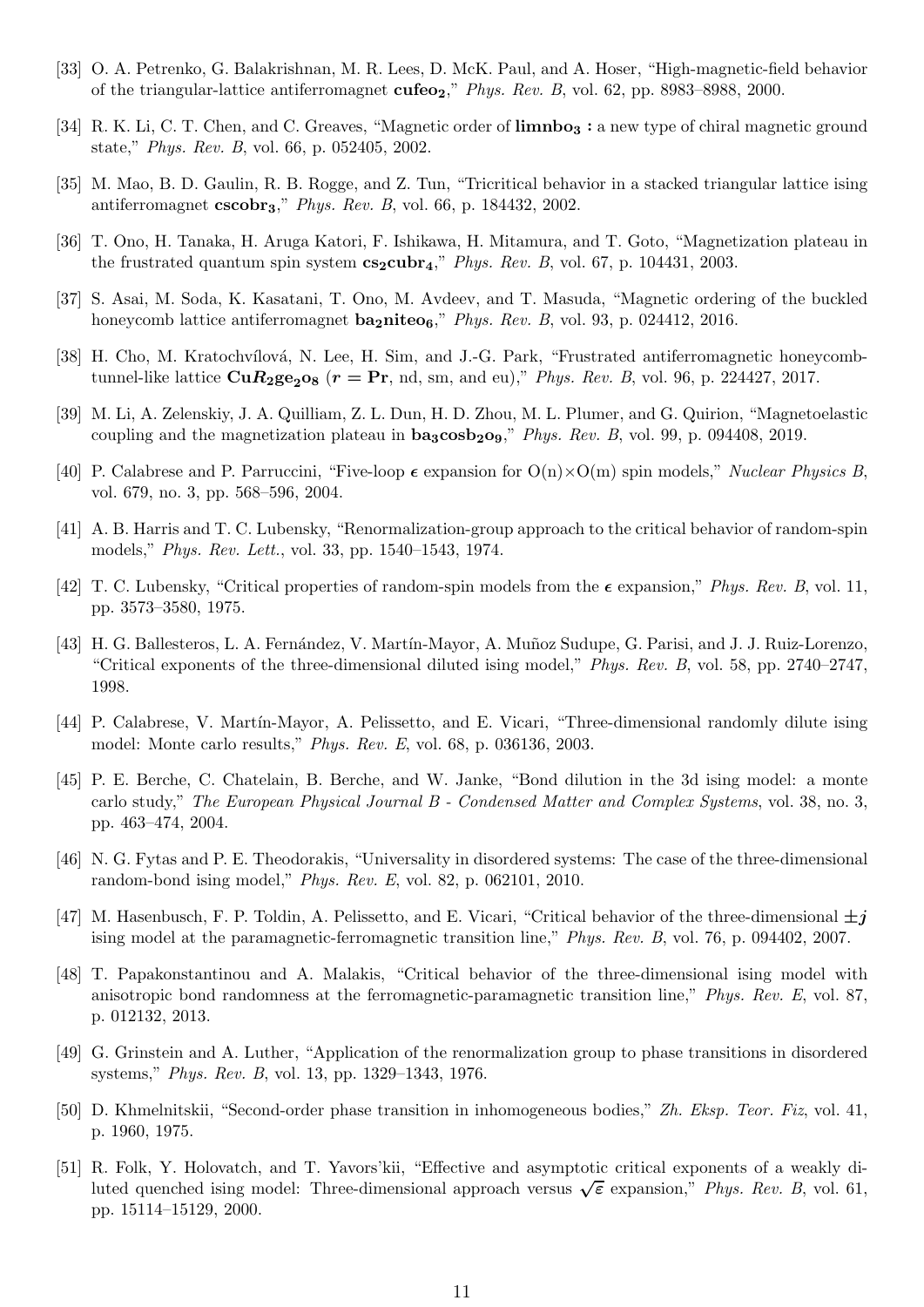[33] O. A. Petrenko, G. Balakrishnan, M. R. Lees, D. McK. Paul, and A. Hoser, "High-magnetic-field behavior of the triangular-lattice antiferromagnet **cufeo$_2$**," *Phys. Rev. B*, vol. 62, pp. 8983–8988, 2000.

[34] R. K. Li, C. T. Chen, and C. Greaves, "Magnetic order of **limnbo$_3$ :** a new type of chiral magnetic ground state," *Phys. Rev. B*, vol. 66, p. 052405, 2002.

[35] M. Mao, B. D. Gaulin, R. B. Rogge, and Z. Tun, "Tricritical behavior in a stacked triangular lattice ising antiferromagnet **cscobr$_3$**," *Phys. Rev. B*, vol. 66, p. 184432, 2002.

[36] T. Ono, H. Tanaka, H. Aruga Katori, F. Ishikawa, H. Mitamura, and T. Goto, "Magnetization plateau in the frustrated quantum spin system **cs$_2$cubr$_4$**," *Phys. Rev. B*, vol. 67, p. 104431, 2003.

[37] S. Asai, M. Soda, K. Kasatani, T. Ono, M. Avdeev, and T. Masuda, "Magnetic ordering of the buckled honeycomb lattice antiferromagnet **ba$_2$niteo$_6$**," *Phys. Rev. B*, vol. 93, p. 024412, 2016.

[38] H. Cho, M. Kratochvílová, N. Lee, H. Sim, and J.-G. Park, "Frustrated antiferromagnetic honeycomb-tunnel-like lattice **Cu$R_2$ge$_2$o$_8$** ($r$ = **Pr**, nd, sm, and eu)," *Phys. Rev. B*, vol. 96, p. 224427, 2017.

[39] M. Li, A. Zelenskiy, J. A. Quilliam, Z. L. Dun, H. D. Zhou, M. L. Plumer, and G. Quirion, "Magnetoelastic coupling and the magnetization plateau in **ba$_3$cosb$_2$o$_9$**," *Phys. Rev. B*, vol. 99, p. 094408, 2019.

[40] P. Calabrese and P. Parruccini, "Five-loop $\epsilon$ expansion for O(n)×O(m) spin models," *Nuclear Physics B*, vol. 679, no. 3, pp. 568–596, 2004.

[41] A. B. Harris and T. C. Lubensky, "Renormalization-group approach to the critical behavior of random-spin models," *Phys. Rev. Lett.*, vol. 33, pp. 1540–1543, 1974.

[42] T. C. Lubensky, "Critical properties of random-spin models from the $\epsilon$ expansion," *Phys. Rev. B*, vol. 11, pp. 3573–3580, 1975.

[43] H. G. Ballesteros, L. A. Fernández, V. Martín-Mayor, A. Muñoz Sudupe, G. Parisi, and J. J. Ruiz-Lorenzo, "Critical exponents of the three-dimensional diluted ising model," *Phys. Rev. B*, vol. 58, pp. 2740–2747, 1998.

[44] P. Calabrese, V. Martín-Mayor, A. Pelissetto, and E. Vicari, "Three-dimensional randomly dilute ising model: Monte carlo results," *Phys. Rev. E*, vol. 68, p. 036136, 2003.

[45] P. E. Berche, C. Chatelain, B. Berche, and W. Janke, "Bond dilution in the 3d ising model: a monte carlo study," *The European Physical Journal B - Condensed Matter and Complex Systems*, vol. 38, no. 3, pp. 463–474, 2004.

[46] N. G. Fytas and P. E. Theodorakis, "Universality in disordered systems: The case of the three-dimensional random-bond ising model," *Phys. Rev. E*, vol. 82, p. 062101, 2010.

[47] M. Hasenbusch, F. P. Toldin, A. Pelissetto, and E. Vicari, "Critical behavior of the three-dimensional $\pm j$ ising model at the paramagnetic-ferromagnetic transition line," *Phys. Rev. B*, vol. 76, p. 094402, 2007.

[48] T. Papakonstantinou and A. Malakis, "Critical behavior of the three-dimensional ising model with anisotropic bond randomness at the ferromagnetic-paramagnetic transition line," *Phys. Rev. E*, vol. 87, p. 012132, 2013.

[49] G. Grinstein and A. Luther, "Application of the renormalization group to phase transitions in disordered systems," *Phys. Rev. B*, vol. 13, pp. 1329–1343, 1976.

[50] D. Khmelnitskii, "Second-order phase transition in inhomogeneous bodies," *Zh. Eksp. Teor. Fiz*, vol. 41, p. 1960, 1975.

[51] R. Folk, Y. Holovatch, and T. Yavors'kii, "Effective and asymptotic critical exponents of a weakly diluted quenched ising model: Three-dimensional approach versus $\sqrt{\varepsilon}$ expansion," *Phys. Rev. B*, vol. 61, pp. 15114–15129, 2000.